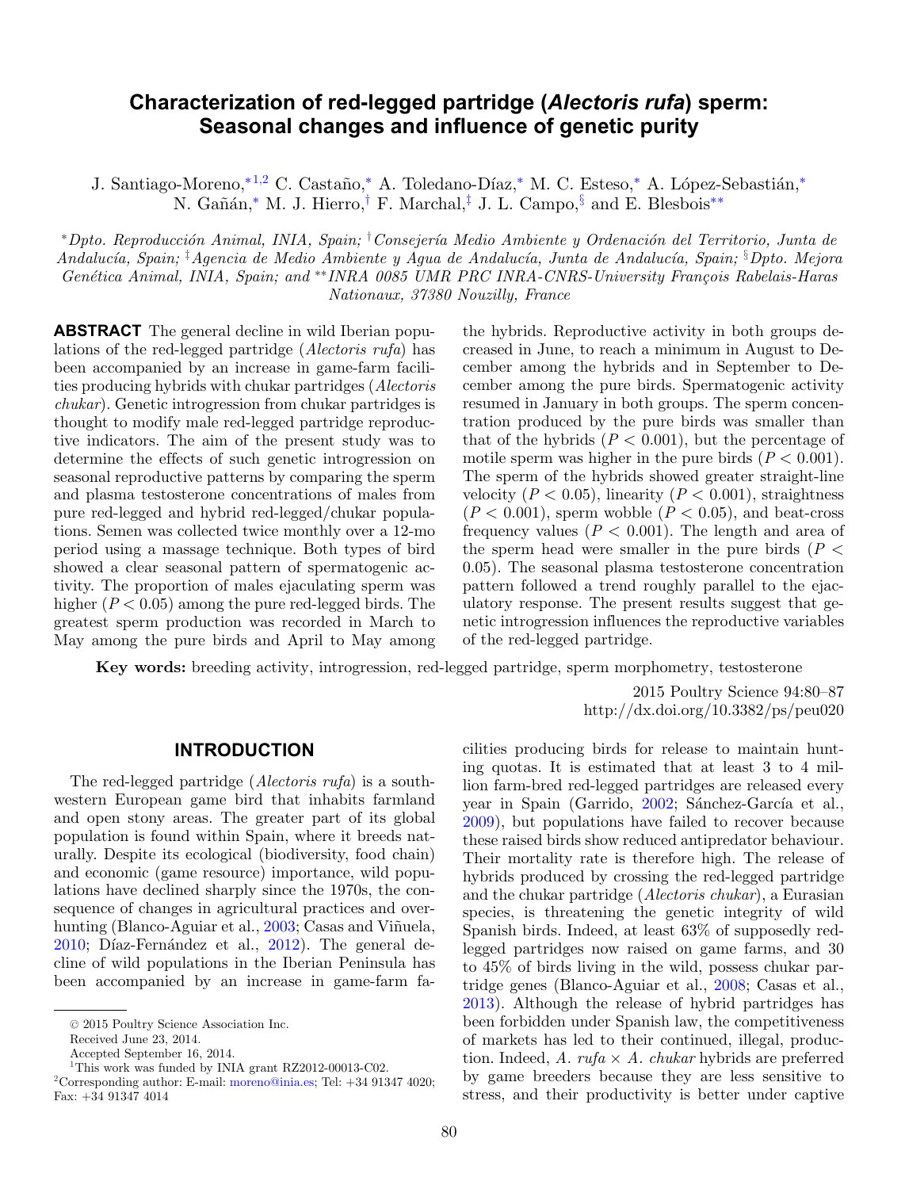# Characterization of red-legged partridge (*Alectoris rufa*) sperm: Seasonal changes and influence of genetic purity

J. Santiago-Moreno,[*1,2] C. Castaño,[*] A. Toledano-Díaz,[*] M. C. Esteso,[*] A. López-Sebastián,[*] N. Gañán,[*] M. J. Hierro,[†] F. Marchal,[‡] J. L. Campo,[§] and E. Blesbois[**]

[*]*Dpto. Reproducción Animal, INIA, Spain;* [†]*Consejería Medio Ambiente y Ordenación del Territorio, Junta de Andalucía, Spain;* [‡]*Agencia de Medio Ambiente y Agua de Andalucía, Junta de Andalucía, Spain;* [§]*Dpto. Mejora Genética Animal, INIA, Spain; and* [**]*INRA 0085 UMR PRC INRA-CNRS-University François Rabelais-Haras Nationaux, 37380 Nouzilly, France*

**ABSTRACT** The general decline in wild Iberian populations of the red-legged partridge (*Alectoris rufa*) has been accompanied by an increase in game-farm facilities producing hybrids with chukar partridges (*Alectoris chukar*). Genetic introgression from chukar partridges is thought to modify male red-legged partridge reproductive indicators. The aim of the present study was to determine the effects of such genetic introgression on seasonal reproductive patterns by comparing the sperm and plasma testosterone concentrations of males from pure red-legged and hybrid red-legged/chukar populations. Semen was collected twice monthly over a 12-mo period using a massage technique. Both types of bird showed a clear seasonal pattern of spermatogenic activity. The proportion of males ejaculating sperm was higher ($P < 0.05$) among the pure red-legged birds. The greatest sperm production was recorded in March to May among the pure birds and April to May among the hybrids. Reproductive activity in both groups decreased in June, to reach a minimum in August to December among the hybrids and in September to December among the pure birds. Spermatogenic activity resumed in January in both groups. The sperm concentration produced by the pure birds was smaller than that of the hybrids ($P < 0.001$), but the percentage of motile sperm was higher in the pure birds ($P < 0.001$). The sperm of the hybrids showed greater straight-line velocity ($P < 0.05$), linearity ($P < 0.001$), straightness ($P < 0.001$), sperm wobble ($P < 0.05$), and beat-cross frequency values ($P < 0.001$). The length and area of the sperm head were smaller in the pure birds ($P < 0.05$). The seasonal plasma testosterone concentration pattern followed a trend roughly parallel to the ejaculatory response. The present results suggest that genetic introgression influences the reproductive variables of the red-legged partridge.

**Key words:** breeding activity, introgression, red-legged partridge, sperm morphometry, testosterone

2015 Poultry Science 94:80–87
http://dx.doi.org/10.3382/ps/peu020

## INTRODUCTION

The red-legged partridge (*Alectoris rufa*) is a southwestern European game bird that inhabits farmland and open stony areas. The greater part of its global population is found within Spain, where it breeds naturally. Despite its ecological (biodiversity, food chain) and economic (game resource) importance, wild populations have declined sharply since the 1970s, the consequence of changes in agricultural practices and overhunting (Blanco-Aguiar et al., 2003; Casas and Viñuela, 2010; Díaz-Fernández et al., 2012). The general decline of wild populations in the Iberian Peninsula has been accompanied by an increase in game-farm facilities producing birds for release to maintain hunting quotas. It is estimated that at least 3 to 4 million farm-bred red-legged partridges are released every year in Spain (Garrido, 2002; Sánchez-García et al., 2009), but populations have failed to recover because these raised birds show reduced antipredator behaviour. Their mortality rate is therefore high. The release of hybrids produced by crossing the red-legged partridge and the chukar partridge (*Alectoris chukar*), a Eurasian species, is threatening the genetic integrity of wild Spanish birds. Indeed, at least 63% of supposedly red-legged partridges now raised on game farms, and 30 to 45% of birds living in the wild, possess chukar partridge genes (Blanco-Aguiar et al., 2008; Casas et al., 2013). Although the release of hybrid partridges has been forbidden under Spanish law, the competitiveness of markets has led to their continued, illegal, production. Indeed, *A. rufa* × *A. chukar* hybrids are preferred by game breeders because they are less sensitive to stress, and their productivity is better under captive

© 2015 Poultry Science Association Inc.
Received June 23, 2014.
Accepted September 16, 2014.
[1]This work was funded by INIA grant RZ2012-00013-C02.
[2]Corresponding author: E-mail: moreno@inia.es; Tel: +34 91347 4020; Fax: +34 91347 4014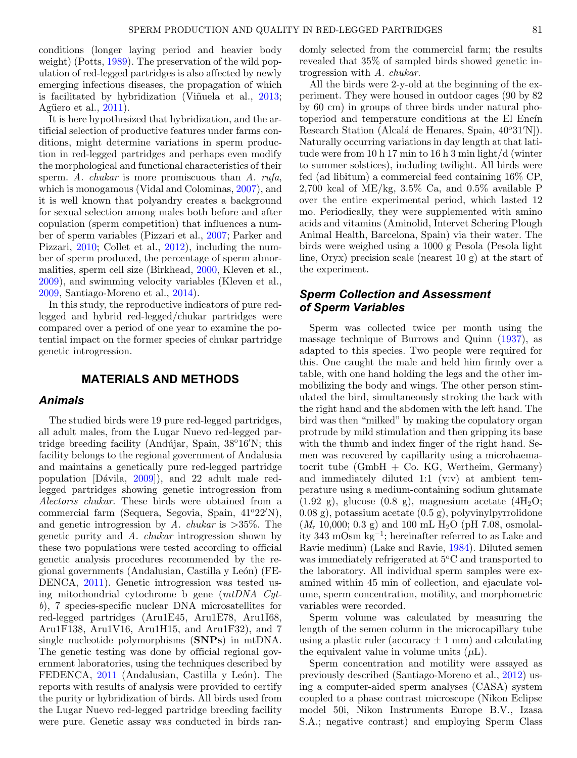conditions (longer laying period and heavier body weight) (Potts, 1989). The preservation of the wild population of red-legged partridges is also affected by newly emerging infectious diseases, the propagation of which is facilitated by hybridization (Viñuela et al., 2013; Agüero et al., 2011).

It is here hypothesized that hybridization, and the artificial selection of productive features under farms conditions, might determine variations in sperm production in red-legged partridges and perhaps even modify the morphological and functional characteristics of their sperm. *A. chukar* is more promiscuous than *A. rufa*, which is monogamous (Vidal and Colominas, 2007), and it is well known that polyandry creates a background for sexual selection among males both before and after copulation (sperm competition) that influences a number of sperm variables (Pizzari et al., 2007; Parker and Pizzari, 2010; Collet et al., 2012), including the number of sperm produced, the percentage of sperm abnormalities, sperm cell size (Birkhead, 2000, Kleven et al., 2009), and swimming velocity variables (Kleven et al., 2009, Santiago-Moreno et al., 2014).

In this study, the reproductive indicators of pure red-legged and hybrid red-legged/chukar partridges were compared over a period of one year to examine the potential impact on the former species of chukar partridge genetic introgression.

## MATERIALS AND METHODS

### Animals

The studied birds were 19 pure red-legged partridges, all adult males, from the Lugar Nuevo red-legged partridge breeding facility (Andújar, Spain, 38°16′N; this facility belongs to the regional government of Andalusia and maintains a genetically pure red-legged partridge population [Dávila, 2009]), and 22 adult male red-legged partridges showing genetic introgression from *Alectoris chukar*. These birds were obtained from a commercial farm (Sequera, Segovia, Spain, 41°22′N), and genetic introgression by *A. chukar* is >35%. The genetic purity and *A. chukar* introgression shown by these two populations were tested according to official genetic analysis procedures recommended by the regional governments (Andalusian, Castilla y León) (FEDENCA, 2011). Genetic introgression was tested using mitochondrial cytochrome b gene (*mtDNA Cyt-b*), 7 species-specific nuclear DNA microsatellites for red-legged partridges (Aru1E45, Aru1E78, Aru1I68, Aru1F138, Aru1V16, Aru1H15, and Aru1F32), and 7 single nucleotide polymorphisms (**SNPs**) in mtDNA. The genetic testing was done by official regional government laboratories, using the techniques described by FEDENCA, 2011 (Andalusian, Castilla y León). The reports with results of analysis were provided to certify the purity or hybridization of birds. All birds used from the Lugar Nuevo red-legged partridge breeding facility were pure. Genetic assay was conducted in birds randomly selected from the commercial farm; the results revealed that 35% of sampled birds showed genetic introgression with *A. chukar*.

All the birds were 2-y-old at the beginning of the experiment. They were housed in outdoor cages (90 by 82 by 60 cm) in groups of three birds under natural photoperiod and temperature conditions at the El Encín Research Station (Alcalá de Henares, Spain, 40°31′N]). Naturally occurring variations in day length at that latitude were from 10 h 17 min to 16 h 3 min light/d (winter to summer solstices), including twilight. All birds were fed (ad libitum) a commercial feed containing 16% CP, 2,700 kcal of ME/kg, 3.5% Ca, and 0.5% available P over the entire experimental period, which lasted 12 mo. Periodically, they were supplemented with amino acids and vitamins (Aminolid, Intervet Schering Plough Animal Health, Barcelona, Spain) via their water. The birds were weighed using a 1000 g Pesola (Pesola light line, Oryx) precision scale (nearest 10 g) at the start of the experiment.

### Sperm Collection and Assessment of Sperm Variables

Sperm was collected twice per month using the massage technique of Burrows and Quinn (1937), as adapted to this species. Two people were required for this. One caught the male and held him firmly over a table, with one hand holding the legs and the other immobilizing the body and wings. The other person stimulated the bird, simultaneously stroking the back with the right hand and the abdomen with the left hand. The bird was then "milked" by making the copulatory organ protrude by mild stimulation and then gripping its base with the thumb and index finger of the right hand. Semen was recovered by capillarity using a microhaematocrit tube (GmbH + Co. KG, Wertheim, Germany) and immediately diluted 1:1 (v:v) at ambient temperature using a medium-containing sodium glutamate (1.92 g), glucose (0.8 g), magnesium acetate ($4H_2O$; 0.08 g), potassium acetate (0.5 g), polyvinylpyrrolidone ($M_r$ 10,000; 0.3 g) and 100 mL $H_2O$ (pH 7.08, osmolality 343 mOsm $kg^{-1}$; hereinafter referred to as Lake and Ravie medium) (Lake and Ravie, 1984). Diluted semen was immediately refrigerated at 5°C and transported to the laboratory. All individual sperm samples were examined within 45 min of collection, and ejaculate volume, sperm concentration, motility, and morphometric variables were recorded.

Sperm volume was calculated by measuring the length of the semen column in the microcapillary tube using a plastic ruler (accuracy ± 1 mm) and calculating the equivalent value in volume units ($\mu$L).

Sperm concentration and motility were assayed as previously described (Santiago-Moreno et al., 2012) using a computer-aided sperm analyses (CASA) system coupled to a phase contrast microscope (Nikon Eclipse model 50i, Nikon Instruments Europe B.V., Izasa S.A.; negative contrast) and employing Sperm Class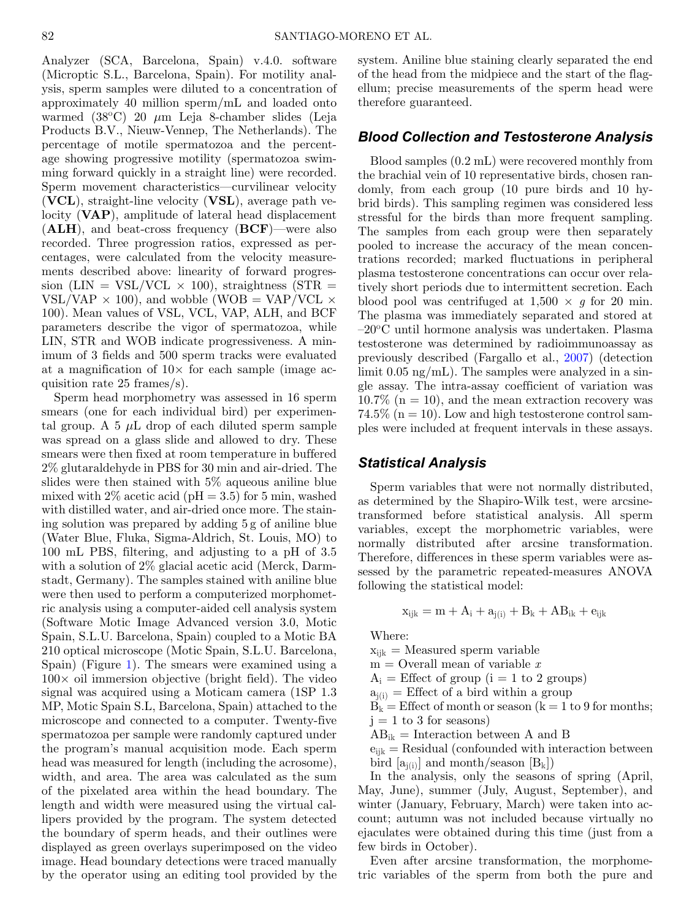Analyzer (SCA, Barcelona, Spain) v.4.0. software (Microptic S.L., Barcelona, Spain). For motility analysis, sperm samples were diluted to a concentration of approximately 40 million sperm/mL and loaded onto warmed (38°C) 20 μm Leja 8-chamber slides (Leja Products B.V., Nieuw-Vennep, The Netherlands). The percentage of motile spermatozoa and the percentage showing progressive motility (spermatozoa swimming forward quickly in a straight line) were recorded. Sperm movement characteristics—curvilinear velocity (**VCL**), straight-line velocity (**VSL**), average path velocity (**VAP**), amplitude of lateral head displacement (**ALH**), and beat-cross frequency (**BCF**)—were also recorded. Three progression ratios, expressed as percentages, were calculated from the velocity measurements described above: linearity of forward progression (LIN = VSL/VCL × 100), straightness (STR = VSL/VAP × 100), and wobble (WOB = VAP/VCL × 100). Mean values of VSL, VCL, VAP, ALH, and BCF parameters describe the vigor of spermatozoa, while LIN, STR and WOB indicate progressiveness. A minimum of 3 fields and 500 sperm tracks were evaluated at a magnification of 10× for each sample (image acquisition rate 25 frames/s).

Sperm head morphometry was assessed in 16 sperm smears (one for each individual bird) per experimental group. A 5 μL drop of each diluted sperm sample was spread on a glass slide and allowed to dry. These smears were then fixed at room temperature in buffered 2% glutaraldehyde in PBS for 30 min and air-dried. The slides were then stained with 5% aqueous aniline blue mixed with 2% acetic acid (pH = 3.5) for 5 min, washed with distilled water, and air-dried once more. The staining solution was prepared by adding 5 g of aniline blue (Water Blue, Fluka, Sigma-Aldrich, St. Louis, MO) to 100 mL PBS, filtering, and adjusting to a pH of 3.5 with a solution of 2% glacial acetic acid (Merck, Darmstadt, Germany). The samples stained with aniline blue were then used to perform a computerized morphometric analysis using a computer-aided cell analysis system (Software Motic Image Advanced version 3.0, Motic Spain, S.L.U. Barcelona, Spain) coupled to a Motic BA 210 optical microscope (Motic Spain, S.L.U. Barcelona, Spain) (Figure 1). The smears were examined using a 100× oil immersion objective (bright field). The video signal was acquired using a Moticam camera (1SP 1.3 MP, Motic Spain S.L, Barcelona, Spain) attached to the microscope and connected to a computer. Twenty-five spermatozoa per sample were randomly captured under the program's manual acquisition mode. Each sperm head was measured for length (including the acrosome), width, and area. The area was calculated as the sum of the pixelated area within the head boundary. The length and width were measured using the virtual callipers provided by the program. The system detected the boundary of sperm heads, and their outlines were displayed as green overlays superimposed on the video image. Head boundary detections were traced manually by the operator using an editing tool provided by the system. Aniline blue staining clearly separated the end of the head from the midpiece and the start of the flagellum; precise measurements of the sperm head were therefore guaranteed.

## Blood Collection and Testosterone Analysis

Blood samples (0.2 mL) were recovered monthly from the brachial vein of 10 representative birds, chosen randomly, from each group (10 pure birds and 10 hybrid birds). This sampling regimen was considered less stressful for the birds than more frequent sampling. The samples from each group were then separately pooled to increase the accuracy of the mean concentrations recorded; marked fluctuations in peripheral plasma testosterone concentrations can occur over relatively short periods due to intermittent secretion. Each blood pool was centrifuged at 1,500 × *g* for 20 min. The plasma was immediately separated and stored at –20°C until hormone analysis was undertaken. Plasma testosterone was determined by radioimmunoassay as previously described (Fargallo et al., 2007) (detection limit 0.05 ng/mL). The samples were analyzed in a single assay. The intra-assay coefficient of variation was 10.7% (n = 10), and the mean extraction recovery was 74.5% (n = 10). Low and high testosterone control samples were included at frequent intervals in these assays.

## Statistical Analysis

Sperm variables that were not normally distributed, as determined by the Shapiro-Wilk test, were arcsine-transformed before statistical analysis. All sperm variables, except the morphometric variables, were normally distributed after arcsine transformation. Therefore, differences in these sperm variables were assessed by the parametric repeated-measures ANOVA following the statistical model:

$$x_{ijk} = m + A_i + a_{j(i)} + B_k + AB_{ik} + e_{ijk}$$

Where:

$x_{ijk}$ = Measured sperm variable

m = Overall mean of variable $x$

$A_i$ = Effect of group (i = 1 to 2 groups)

$a_{j(i)}$ = Effect of a bird within a group

$B_k$ = Effect of month or season (k = 1 to 9 for months; j = 1 to 3 for seasons)

$AB_{ik}$ = Interaction between A and B

$e_{ijk}$ = Residual (confounded with interaction between bird [$a_{j(i)}$] and month/season [$B_k$])

In the analysis, only the seasons of spring (April, May, June), summer (July, August, September), and winter (January, February, March) were taken into account; autumn was not included because virtually no ejaculates were obtained during this time (just from a few birds in October).

Even after arcsine transformation, the morphometric variables of the sperm from both the pure and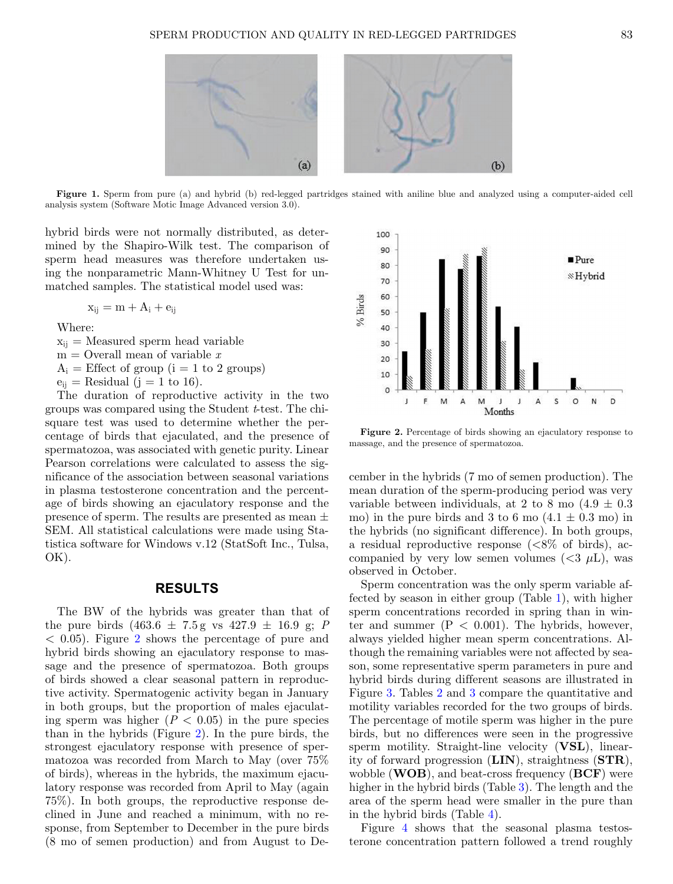**Figure 1.** Sperm from pure (a) and hybrid (b) red-legged partridges stained with aniline blue and analyzed using a computer-aided cell analysis system (Software Motic Image Advanced version 3.0).

hybrid birds were not normally distributed, as determined by the Shapiro-Wilk test. The comparison of sperm head measures was therefore undertaken using the nonparametric Mann-Whitney U Test for unmatched samples. The statistical model used was:

$$x_{ij} = m + A_i + e_{ij}$$

Where:
$x_{ij}$ = Measured sperm head variable
m = Overall mean of variable $x$
$A_i$ = Effect of group (i = 1 to 2 groups)
$e_{ij}$ = Residual (j = 1 to 16).

The duration of reproductive activity in the two groups was compared using the Student $t$-test. The chi-square test was used to determine whether the percentage of birds that ejaculated, and the presence of spermatozoa, was associated with genetic purity. Linear Pearson correlations were calculated to assess the significance of the association between seasonal variations in plasma testosterone concentration and the percentage of birds showing an ejaculatory response and the presence of sperm. The results are presented as mean ± SEM. All statistical calculations were made using Statistica software for Windows v.12 (StatSoft Inc., Tulsa, OK).

## RESULTS

The BW of the hybrids was greater than that of the pure birds (463.6 ± 7.5 g vs 427.9 ± 16.9 g; $P < 0.05$). Figure 2 shows the percentage of pure and hybrid birds showing an ejaculatory response to massage and the presence of spermatozoa. Both groups of birds showed a clear seasonal pattern in reproductive activity. Spermatogenic activity began in January in both groups, but the proportion of males ejaculating sperm was higher ($P < 0.05$) in the pure species than in the hybrids (Figure 2). In the pure birds, the strongest ejaculatory response with presence of spermatozoa was recorded from March to May (over 75% of birds), whereas in the hybrids, the maximum ejaculatory response was recorded from April to May (again 75%). In both groups, the reproductive response declined in June and reached a minimum, with no response, from September to December in the pure birds (8 mo of semen production) and from August to December in the hybrids (7 mo of semen production). The mean duration of the sperm-producing period was very variable between individuals, at 2 to 8 mo (4.9 ± 0.3 mo) in the pure birds and 3 to 6 mo (4.1 ± 0.3 mo) in the hybrids (no significant difference). In both groups, a residual reproductive response (<8% of birds), accompanied by very low semen volumes (<3 $\mu$L), was observed in October.

**Figure 2.** Percentage of birds showing an ejaculatory response to massage, and the presence of spermatozoa.

Sperm concentration was the only sperm variable affected by season in either group (Table 1), with higher sperm concentrations recorded in spring than in winter and summer ($P < 0.001$). The hybrids, however, always yielded higher mean sperm concentrations. Although the remaining variables were not affected by season, some representative sperm parameters in pure and hybrid birds during different seasons are illustrated in Figure 3. Tables 2 and 3 compare the quantitative and motility variables recorded for the two groups of birds. The percentage of motile sperm was higher in the pure birds, but no differences were seen in the progressive sperm motility. Straight-line velocity (**VSL**), linearity of forward progression (**LIN**), straightness (**STR**), wobble (**WOB**), and beat-cross frequency (**BCF**) were higher in the hybrid birds (Table 3). The length and the area of the sperm head were smaller in the pure than in the hybrid birds (Table 4).

Figure 4 shows that the seasonal plasma testosterone concentration pattern followed a trend roughly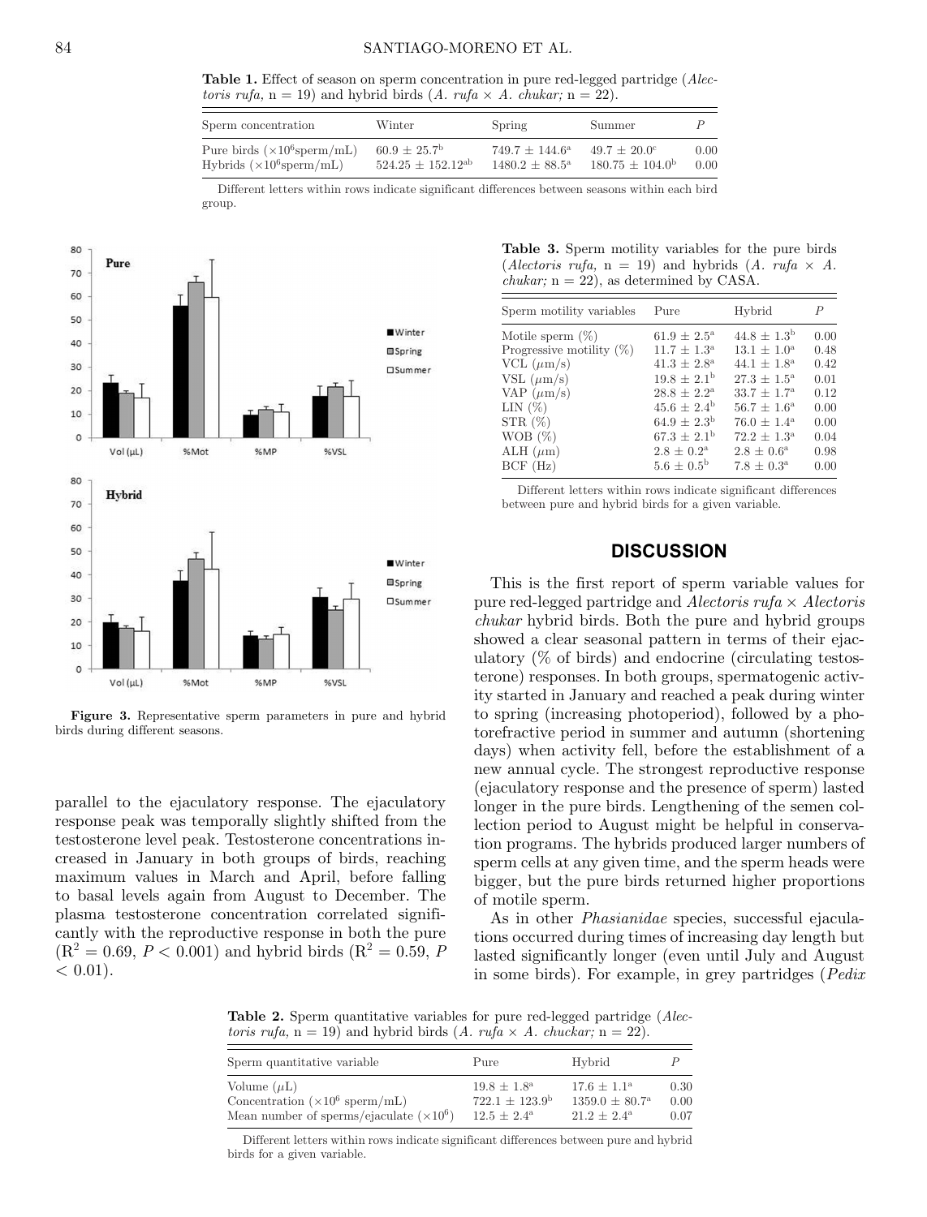**Table 1.** Effect of season on sperm concentration in pure red-legged partridge (*Alectoris rufa,* n = 19) and hybrid birds (*A. rufa* × *A. chukar;* n = 22).

| Sperm concentration | Winter | Spring | Summer | *P* |
|---|---|---|---|---|
| Pure birds ($\times 10^6$sperm/mL) | $60.9 \pm 25.7^b$ | $749.7 \pm 144.6^a$ | $49.7 \pm 20.0^c$ | 0.00 |
| Hybrids ($\times 10^6$sperm/mL) | $524.25 \pm 152.12^{ab}$ | $1480.2 \pm 88.5^a$ | $180.75 \pm 104.0^b$ | 0.00 |

Different letters within rows indicate significant differences between seasons within each bird group.

**Figure 3.** Representative sperm parameters in pure and hybrid birds during different seasons.

parallel to the ejaculatory response. The ejaculatory response peak was temporally slightly shifted from the testosterone level peak. Testosterone concentrations increased in January in both groups of birds, reaching maximum values in March and April, before falling to basal levels again from August to December. The plasma testosterone concentration correlated significantly with the reproductive response in both the pure ($R^2 = 0.69$, $P < 0.001$) and hybrid birds ($R^2 = 0.59$, $P < 0.01$).

**Table 3.** Sperm motility variables for the pure birds (*Alectoris rufa,* n = 19) and hybrids (*A. rufa* × *A. chukar;* n = 22), as determined by CASA.

| Sperm motility variables | Pure | Hybrid | *P* |
|---|---|---|---|
| Motile sperm (%) | $61.9 \pm 2.5^a$ | $44.8 \pm 1.3^b$ | 0.00 |
| Progressive motility (%) | $11.7 \pm 1.3^a$ | $13.1 \pm 1.0^a$ | 0.48 |
| VCL ($\mu$m/s) | $41.3 \pm 2.8^a$ | $44.1 \pm 1.8^a$ | 0.42 |
| VSL ($\mu$m/s) | $19.8 \pm 2.1^b$ | $27.3 \pm 1.5^a$ | 0.01 |
| VAP ($\mu$m/s) | $28.8 \pm 2.2^a$ | $33.7 \pm 1.7^a$ | 0.12 |
| LIN (%) | $45.6 \pm 2.4^b$ | $56.7 \pm 1.6^a$ | 0.00 |
| STR (%) | $64.9 \pm 2.3^b$ | $76.0 \pm 1.4^a$ | 0.00 |
| WOB (%) | $67.3 \pm 2.1^b$ | $72.2 \pm 1.3^a$ | 0.04 |
| ALH ($\mu$m) | $2.8 \pm 0.2^a$ | $2.8 \pm 0.6^a$ | 0.98 |
| BCF (Hz) | $5.6 \pm 0.5^b$ | $7.8 \pm 0.3^a$ | 0.00 |

Different letters within rows indicate significant differences between pure and hybrid birds for a given variable.

## DISCUSSION

This is the first report of sperm variable values for pure red-legged partridge and *Alectoris rufa* × *Alectoris chukar* hybrid birds. Both the pure and hybrid groups showed a clear seasonal pattern in terms of their ejaculatory (% of birds) and endocrine (circulating testosterone) responses. In both groups, spermatogenic activity started in January and reached a peak during winter to spring (increasing photoperiod), followed by a photorefractive period in summer and autumn (shortening days) when activity fell, before the establishment of a new annual cycle. The strongest reproductive response (ejaculatory response and the presence of sperm) lasted longer in the pure birds. Lengthening of the semen collection period to August might be helpful in conservation programs. The hybrids produced larger numbers of sperm cells at any given time, and the sperm heads were bigger, but the pure birds returned higher proportions of motile sperm.

As in other *Phasianidae* species, successful ejaculations occurred during times of increasing day length but lasted significantly longer (even until July and August in some birds). For example, in grey partridges (*Pedix*

**Table 2.** Sperm quantitative variables for pure red-legged partridge (*Alectoris rufa,* n = 19) and hybrid birds (*A. rufa* × *A. chuckar;* n = 22).

| Sperm quantitative variable | Pure | Hybrid | *P* |
|---|---|---|---|
| Volume ($\mu$L) | $19.8 \pm 1.8^a$ | $17.6 \pm 1.1^a$ | 0.30 |
| Concentration ($\times 10^6$ sperm/mL) | $722.1 \pm 123.9^b$ | $1359.0 \pm 80.7^a$ | 0.00 |
| Mean number of sperms/ejaculate ($\times 10^6$) | $12.5 \pm 2.4^a$ | $21.2 \pm 2.4^a$ | 0.07 |

Different letters within rows indicate significant differences between pure and hybrid birds for a given variable.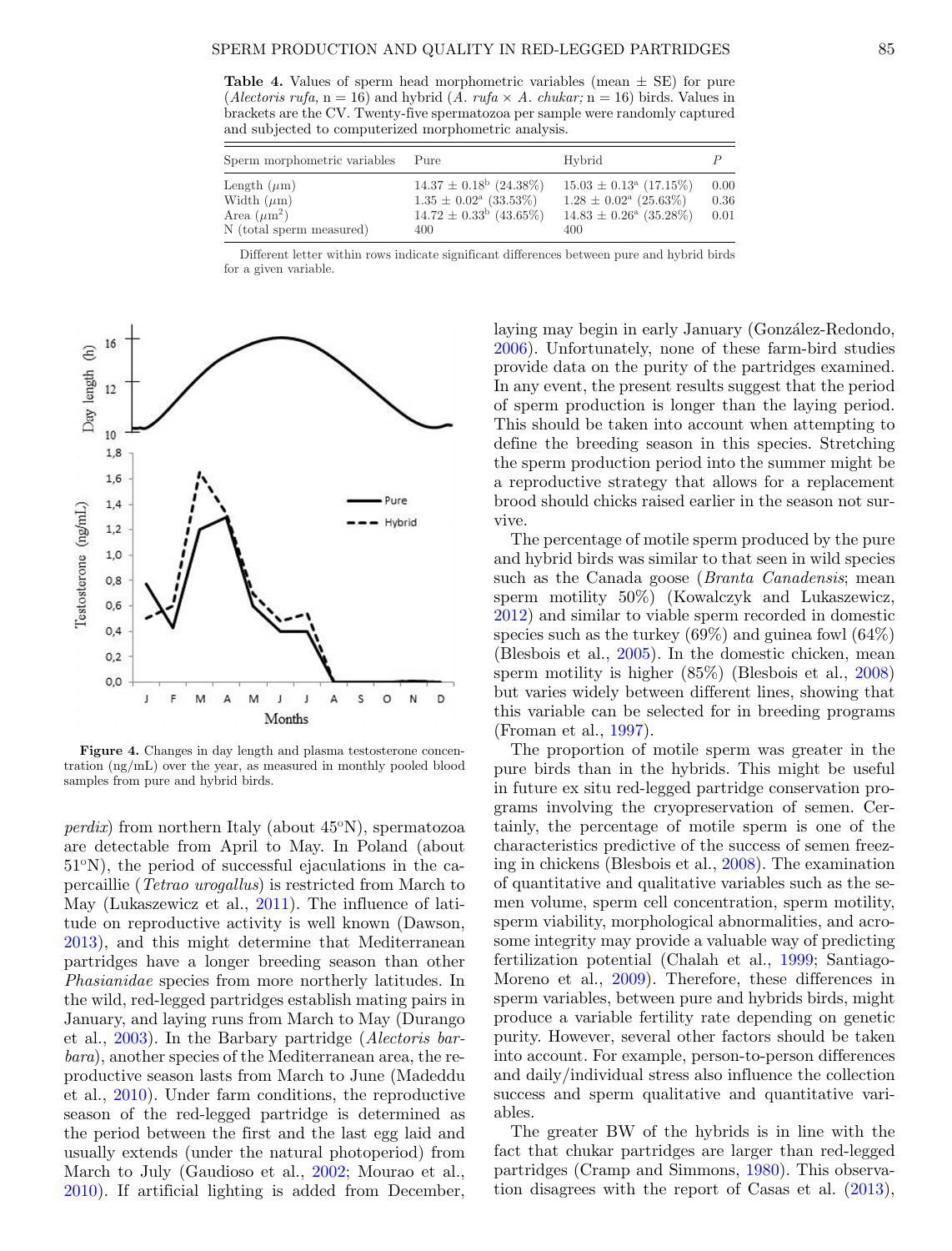**Table 4.** Values of sperm head morphometric variables (mean ± SE) for pure (*Alectoris rufa,* n = 16) and hybrid (*A. rufa* × *A. chukar;* n = 16) birds. Values in brackets are the CV. Twenty-five spermatozoa per sample were randomly captured and subjected to computerized morphometric analysis.

| Sperm morphometric variables | Pure | Hybrid | P |
|---|---|---|---|
| Length (μm) | 14.37 ± 0.18[b] (24.38%) | 15.03 ± 0.13[a] (17.15%) | 0.00 |
| Width (μm) | 1.35 ± 0.02[a] (33.53%) | 1.28 ± 0.02[a] (25.63%) | 0.36 |
| Area (μm$^2$) | 14.72 ± 0.33[b] (43.65%) | 14.83 ± 0.26[a] (35.28%) | 0.01 |
| N (total sperm measured) | 400 | 400 | |

Different letter within rows indicate significant differences between pure and hybrid birds for a given variable.

**Figure 4.** Changes in day length and plasma testosterone concentration (ng/mL) over the year, as measured in monthly pooled blood samples from pure and hybrid birds.

*perdix*) from northern Italy (about 45°N), spermatozoa are detectable from April to May. In Poland (about 51°N), the period of successful ejaculations in the capercaillie (*Tetrao urogallus*) is restricted from March to May (Lukaszewicz et al., 2011). The influence of latitude on reproductive activity is well known (Dawson, 2013), and this might determine that Mediterranean partridges have a longer breeding season than other *Phasianidae* species from more northerly latitudes. In the wild, red-legged partridges establish mating pairs in January, and laying runs from March to May (Durango et al., 2003). In the Barbary partridge (*Alectoris barbara*), another species of the Mediterranean area, the reproductive season lasts from March to June (Madeddu et al., 2010). Under farm conditions, the reproductive season of the red-legged partridge is determined as the period between the first and the last egg laid and usually extends (under the natural photoperiod) from March to July (Gaudioso et al., 2002; Mourao et al., 2010). If artificial lighting is added from December, laying may begin in early January (González-Redondo, 2006). Unfortunately, none of these farm-bird studies provide data on the purity of the partridges examined. In any event, the present results suggest that the period of sperm production is longer than the laying period. This should be taken into account when attempting to define the breeding season in this species. Stretching the sperm production period into the summer might be a reproductive strategy that allows for a replacement brood should chicks raised earlier in the season not survive.

The percentage of motile sperm produced by the pure and hybrid birds was similar to that seen in wild species such as the Canada goose (*Branta Canadensis*; mean sperm motility 50%) (Kowalczyk and Lukaszewicz, 2012) and similar to viable sperm recorded in domestic species such as the turkey (69%) and guinea fowl (64%) (Blesbois et al., 2005). In the domestic chicken, mean sperm motility is higher (85%) (Blesbois et al., 2008) but varies widely between different lines, showing that this variable can be selected for in breeding programs (Froman et al., 1997).

The proportion of motile sperm was greater in the pure birds than in the hybrids. This might be useful in future ex situ red-legged partridge conservation programs involving the cryopreservation of semen. Certainly, the percentage of motile sperm is one of the characteristics predictive of the success of semen freezing in chickens (Blesbois et al., 2008). The examination of quantitative and qualitative variables such as the semen volume, sperm cell concentration, sperm motility, sperm viability, morphological abnormalities, and acrosome integrity may provide a valuable way of predicting fertilization potential (Chalah et al., 1999; Santiago-Moreno et al., 2009). Therefore, these differences in sperm variables, between pure and hybrids birds, might produce a variable fertility rate depending on genetic purity. However, several other factors should be taken into account. For example, person-to-person differences and daily/individual stress also influence the collection success and sperm qualitative and quantitative variables.

The greater BW of the hybrids is in line with the fact that chukar partridges are larger than red-legged partridges (Cramp and Simmons, 1980). This observation disagrees with the report of Casas et al. (2013),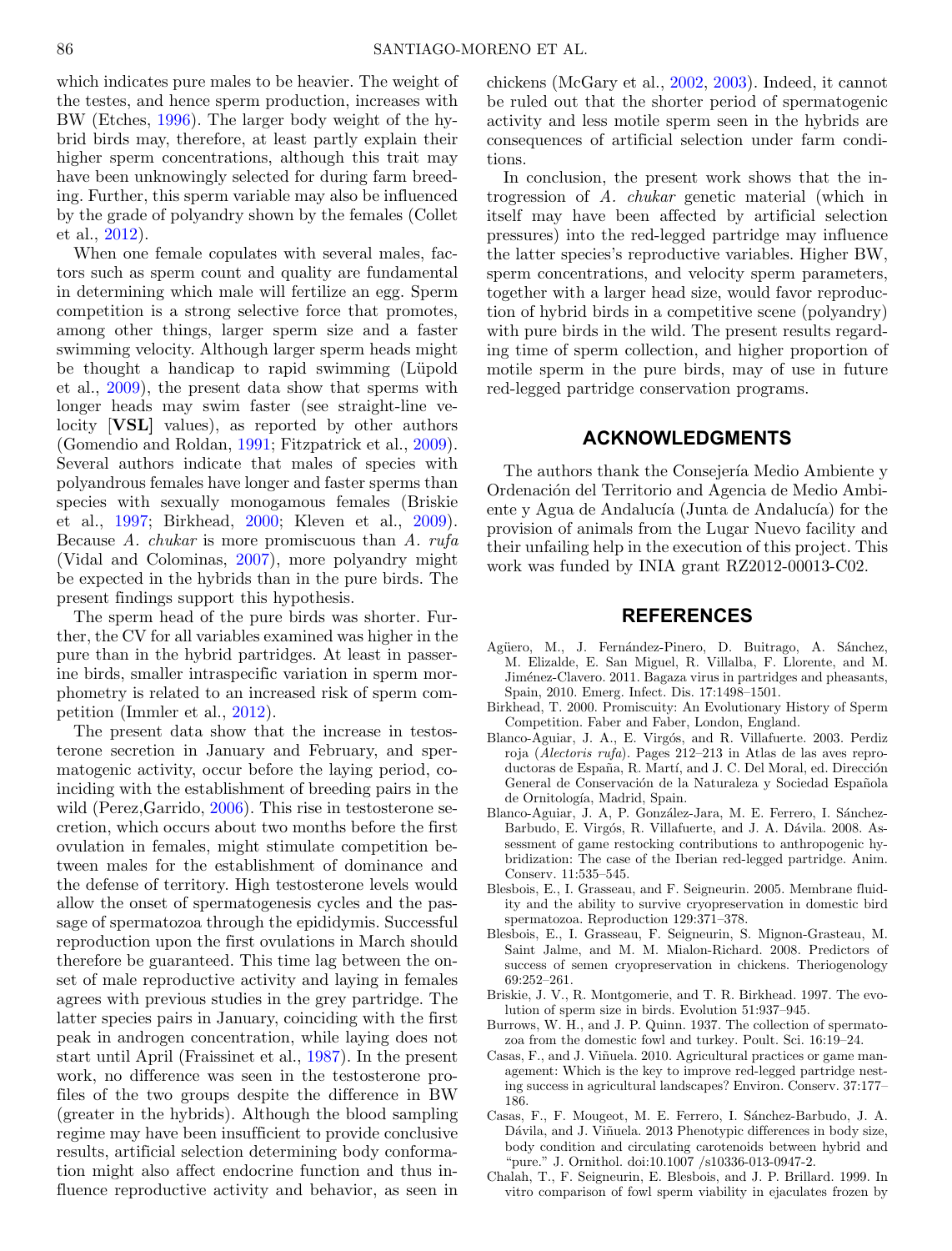which indicates pure males to be heavier. The weight of the testes, and hence sperm production, increases with BW (Etches, 1996). The larger body weight of the hybrid birds may, therefore, at least partly explain their higher sperm concentrations, although this trait may have been unknowingly selected for during farm breeding. Further, this sperm variable may also be influenced by the grade of polyandry shown by the females (Collet et al., 2012).

When one female copulates with several males, factors such as sperm count and quality are fundamental in determining which male will fertilize an egg. Sperm competition is a strong selective force that promotes, among other things, larger sperm size and a faster swimming velocity. Although larger sperm heads might be thought a handicap to rapid swimming (Lüpold et al., 2009), the present data show that sperms with longer heads may swim faster (see straight-line velocity [**VSL**] values), as reported by other authors (Gomendio and Roldan, 1991; Fitzpatrick et al., 2009). Several authors indicate that males of species with polyandrous females have longer and faster sperms than species with sexually monogamous females (Briskie et al., 1997; Birkhead, 2000; Kleven et al., 2009). Because *A. chukar* is more promiscuous than *A. rufa* (Vidal and Colominas, 2007), more polyandry might be expected in the hybrids than in the pure birds. The present findings support this hypothesis.

The sperm head of the pure birds was shorter. Further, the CV for all variables examined was higher in the pure than in the hybrid partridges. At least in passerine birds, smaller intraspecific variation in sperm morphometry is related to an increased risk of sperm competition (Immler et al., 2012).

The present data show that the increase in testosterone secretion in January and February, and spermatogenic activity, occur before the laying period, coinciding with the establishment of breeding pairs in the wild (Perez,Garrido, 2006). This rise in testosterone secretion, which occurs about two months before the first ovulation in females, might stimulate competition between males for the establishment of dominance and the defense of territory. High testosterone levels would allow the onset of spermatogenesis cycles and the passage of spermatozoa through the epididymis. Successful reproduction upon the first ovulations in March should therefore be guaranteed. This time lag between the onset of male reproductive activity and laying in females agrees with previous studies in the grey partridge. The latter species pairs in January, coinciding with the first peak in androgen concentration, while laying does not start until April (Fraissinet et al., 1987). In the present work, no difference was seen in the testosterone profiles of the two groups despite the difference in BW (greater in the hybrids). Although the blood sampling regime may have been insufficient to provide conclusive results, artificial selection determining body conformation might also affect endocrine function and thus influence reproductive activity and behavior, as seen in chickens (McGary et al., 2002, 2003). Indeed, it cannot be ruled out that the shorter period of spermatogenic activity and less motile sperm seen in the hybrids are consequences of artificial selection under farm conditions.

In conclusion, the present work shows that the introgression of *A. chukar* genetic material (which in itself may have been affected by artificial selection pressures) into the red-legged partridge may influence the latter species's reproductive variables. Higher BW, sperm concentrations, and velocity sperm parameters, together with a larger head size, would favor reproduction of hybrid birds in a competitive scene (polyandry) with pure birds in the wild. The present results regarding time of sperm collection, and higher proportion of motile sperm in the pure birds, may of use in future red-legged partridge conservation programs.

## ACKNOWLEDGMENTS

The authors thank the Consejería Medio Ambiente y Ordenación del Territorio and Agencia de Medio Ambiente y Agua de Andalucía (Junta de Andalucía) for the provision of animals from the Lugar Nuevo facility and their unfailing help in the execution of this project. This work was funded by INIA grant RZ2012-00013-C02.

## REFERENCES

Agüero, M., J. Fernández-Pinero, D. Buitrago, A. Sánchez, M. Elizalde, E. San Miguel, R. Villalba, F. Llorente, and M. Jiménez-Clavero. 2011. Bagaza virus in partridges and pheasants, Spain, 2010. Emerg. Infect. Dis. 17:1498–1501.

Birkhead, T. 2000. Promiscuity: An Evolutionary History of Sperm Competition. Faber and Faber, London, England.

Blanco-Aguiar, J. A., E. Virgós, and R. Villafuerte. 2003. Perdiz roja (*Alectoris rufa*). Pages 212–213 in Atlas de las aves reproductoras de España, R. Martí, and J. C. Del Moral, ed. Dirección General de Conservación de la Naturaleza y Sociedad Española de Ornitología, Madrid, Spain.

Blanco-Aguiar, J. A, P. González-Jara, M. E. Ferrero, I. Sánchez-Barbudo, E. Virgós, R. Villafuerte, and J. A. Dávila. 2008. Assessment of game restocking contributions to anthropogenic hybridization: The case of the Iberian red-legged partridge. Anim. Conserv. 11:535–545.

Blesbois, E., I. Grasseau, and F. Seigneurin. 2005. Membrane fluidity and the ability to survive cryopreservation in domestic bird spermatozoa. Reproduction 129:371–378.

Blesbois, E., I. Grasseau, F. Seigneurin, S. Mignon-Grasteau, M. Saint Jalme, and M. M. Mialon-Richard. 2008. Predictors of success of semen cryopreservation in chickens. Theriogenology 69:252–261.

Briskie, J. V., R. Montgomerie, and T. R. Birkhead. 1997. The evolution of sperm size in birds. Evolution 51:937–945.

Burrows, W. H., and J. P. Quinn. 1937. The collection of spermatozoa from the domestic fowl and turkey. Poult. Sci. 16:19–24.

Casas, F., and J. Viñuela. 2010. Agricultural practices or game management: Which is the key to improve red-legged partridge nesting success in agricultural landscapes? Environ. Conserv. 37:177–186.

Casas, F., F. Mougeot, M. E. Ferrero, I. Sánchez-Barbudo, J. A. Dávila, and J. Viñuela. 2013 Phenotypic differences in body size, body condition and circulating carotenoids between hybrid and "pure." J. Ornithol. doi:10.1007 /s10336-013-0947-2.

Chalah, T., F. Seigneurin, E. Blesbois, and J. P. Brillard. 1999. In vitro comparison of fowl sperm viability in ejaculates frozen by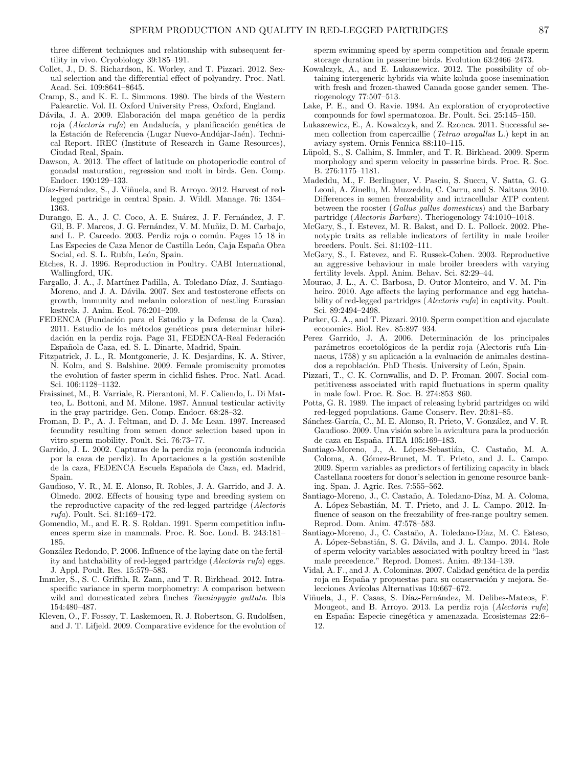three different techniques and relationship with subsequent fertility in vivo. Cryobiology 39:185–191.

Collet, J., D. S. Richardson, K. Worley, and T. Pizzari. 2012. Sexual selection and the differential effect of polyandry. Proc. Natl. Acad. Sci. 109:8641–8645.

Cramp, S., and K. E. L. Simmons. 1980. The birds of the Western Palearctic. Vol. II. Oxford University Press, Oxford, England.

Dávila, J. A. 2009. Elaboración del mapa genético de la perdiz roja (*Alectoris rufa*) en Andalucía, y planificación genética de la Estación de Referencia (Lugar Nuevo-Andújar-Jaén). Technical Report. IREC (Institute of Research in Game Resources), Ciudad Real, Spain.

Dawson, A. 2013. The effect of latitude on photoperiodic control of gonadal maturation, regression and molt in birds. Gen. Comp. Endocr. 190:129–133.

Díaz-Fernández, S., J. Viñuela, and B. Arroyo. 2012. Harvest of red-legged partridge in central Spain. J. Wildl. Manage. 76: 1354–1363.

Durango, E. A., J. C. Coco, A. E. Suárez, J. F. Fernández, J. F. Gil, B. F. Marcos, J. G. Fernández, V. M. Muñiz, D. M. Carbajo, and L. P. Carcedo. 2003. Perdiz roja o común. Pages 15–18 in Las Especies de Caza Menor de Castilla León, Caja España Obra Social, ed. S. L. Rubín, León, Spain.

Etches, R. J. 1996. Reproduction in Poultry. CABI International, Wallingford, UK.

Fargallo, J. A., J. Martínez-Padilla, A. Toledano-Díaz, J. Santiago-Moreno, and J. A. Dávila. 2007. Sex and testosterone effects on growth, immunity and melanin coloration of nestling Eurasian kestrels. J. Anim. Ecol. 76:201–209.

FEDENCA (Fundación para el Estudio y la Defensa de la Caza). 2011. Estudio de los métodos genéticos para determinar hibridación en la perdiz roja. Page 31, FEDENCA-Real Federación Española de Caza, ed. S. L. Dinarte, Madrid, Spain.

Fitzpatrick, J. L., R. Montgomerie, J. K. Desjardins, K. A. Stiver, N. Kolm, and S. Balshine. 2009. Female promiscuity promotes the evolution of faster sperm in cichlid fishes. Proc. Natl. Acad. Sci. 106:1128–1132.

Fraissinet, M., B. Varriale, R. Pierantoni, M. F. Caliendo, L. Di Matteo, L. Bottoni, and M. Milone. 1987. Annual testicular activity in the gray partridge. Gen. Comp. Endocr. 68:28–32.

Froman, D. P., A. J. Feltman, and D. J. Mc Lean. 1997. Increased fecundity resulting from semen donor selection based upon in vitro sperm mobility. Poult. Sci. 76:73–77.

Garrido, J. L. 2002. Capturas de la perdiz roja (economía inducida por la caza de perdiz). In Aportaciones a la gestión sostenible de la caza, FEDENCA Escuela Española de Caza, ed. Madrid, Spain.

Gaudioso, V. R., M. E. Alonso, R. Robles, J. A. Garrido, and J. A. Olmedo. 2002. Effects of housing type and breeding system on the reproductive capacity of the red-legged partridge (*Alectoris rufa*). Poult. Sci. 81:169–172.

Gomendio, M., and E. R. S. Roldan. 1991. Sperm competition influences sperm size in mammals. Proc. R. Soc. Lond. B. 243:181–185.

González-Redondo, P. 2006. Influence of the laying date on the fertility and hatchability of red-legged partridge (*Alectoris rufa*) eggs. J. Appl. Poult. Res. 15:579–583.

Immler, S., S. C. Griffth, R. Zann, and T. R. Birkhead. 2012. Intraspecific variance in sperm morphometry: A comparison between wild and domesticated zebra finches *Taeniopygia guttata*. Ibis 154:480–487.

Kleven, O., F. Fossøy, T. Laskemoen, R. J. Robertson, G. Rudolfsen, and J. T. Lifjeld. 2009. Comparative evidence for the evolution of sperm swimming speed by sperm competition and female sperm storage duration in passerine birds. Evolution 63:2466–2473.

Kowalczyk, A., and E. Lukaszewicz. 2012. The possibility of obtaining intergeneric hybrids via white koluda goose insemination with fresh and frozen-thawed Canada goose gander semen. Theriogenology 77:507–513.

Lake, P. E., and O. Ravie. 1984. An exploration of cryoprotective compounds for fowl spermatozoa. Br. Poult. Sci. 25:145–150.

Lukaszewicz, E., A. Kowalczyk, and Z. Rzonca. 2011. Successful semen collection from capercaillie (*Tetrao urogallus* L.) kept in an aviary system. Ornis Fennica 88:110–115.

Lüpold, S., S. Calhim, S. Immler, and T. R. Birkhead. 2009. Sperm morphology and sperm velocity in passerine birds. Proc. R. Soc. B. 276:1175–1181.

Madeddu, M., F. Berlinguer, V. Pasciu, S. Succu, V. Satta, G. G. Leoni, A. Zinellu, M. Muzzeddu, C. Carru, and S. Naitana 2010. Differences in semen freezability and intracellular ATP content between the rooster (*Gallus gallus domesticus*) and the Barbary partridge (*Alectoris Barbara*). Theriogenology 74:1010–1018.

McGary, S., I. Estevez, M. R. Bakst, and D. L. Pollock. 2002. Phenotypic traits as reliable indicators of fertility in male broiler breeders. Poult. Sci. 81:102–111.

McGary, S., I. Estevez, and E. Russek-Cohen. 2003. Reproductive an aggressive behaviour in male broiler breeders with varying fertility levels. Appl. Anim. Behav. Sci. 82:29–44.

Mourao, J. L., A. C. Barbosa, D. Outor-Monteiro, and V. M. Pinheiro. 2010. Age affects the laying performance and egg hatchability of red-legged partridges (*Alectoris rufa*) in captivity. Poult. Sci. 89:2494–2498.

Parker, G. A., and T. Pizzari. 2010. Sperm competition and ejaculate economics. Biol. Rev. 85:897–934.

Perez Garrido, J. A. 2006. Determinación de los principales parámetros ecoetológicos de la perdiz roja (Alectoris rufa Linnaeus, 1758) y su aplicación a la evaluación de animales destinados a repoblación. PhD Thesis. University of León, Spain.

Pizzari, T., C. K. Cornwallis, and D. P. Froman. 2007. Social competitiveness associated with rapid fluctuations in sperm quality in male fowl. Proc. R. Soc. B. 274:853–860.

Potts, G. R. 1989. The impact of releasing hybrid partridges on wild red-legged populations. Game Conserv. Rev. 20:81–85.

Sánchez-García, C., M. E. Alonso, R. Prieto, V. González, and V. R. Gaudioso. 2009. Una visión sobre la avicultura para la producción de caza en España. ITEA 105:169–183.

Santiago-Moreno, J., A. López-Sebastián, C. Castaño, M. A. Coloma, A. Gómez-Brunet, M. T. Prieto, and J. L. Campo. 2009. Sperm variables as predictors of fertilizing capacity in black Castellana roosters for donor's selection in genome resource banking. Span. J. Agric. Res. 7:555–562.

Santiago-Moreno, J., C. Castaño, A. Toledano-Díaz, M. A. Coloma, A. López-Sebastián, M. T. Prieto, and J. L. Campo. 2012. Influence of season on the freezability of free-range poultry semen. Reprod. Dom. Anim. 47:578–583.

Santiago-Moreno, J., C. Castaño, A. Toledano-Díaz, M. C. Esteso, A. López-Sebastián, S. G. Dávila, and J. L. Campo. 2014. Role of sperm velocity variables associated with poultry breed in "last male precedence." Reprod. Domest. Anim. 49:134–139.

Vidal, A. F., and J. A. Colominas. 2007. Calidad genética de la perdiz roja en España y propuestas para su conservación y mejora. Selecciones Avícolas Alternativas 10:667–672.

Viñuela, J., F. Casas, S. Díaz-Fernández, M. Delibes-Mateos, F. Mougeot, and B. Arroyo. 2013. La perdiz roja (*Alectoris rufa*) en España: Especie cinegética y amenazada. Ecosistemas 22:6–12.